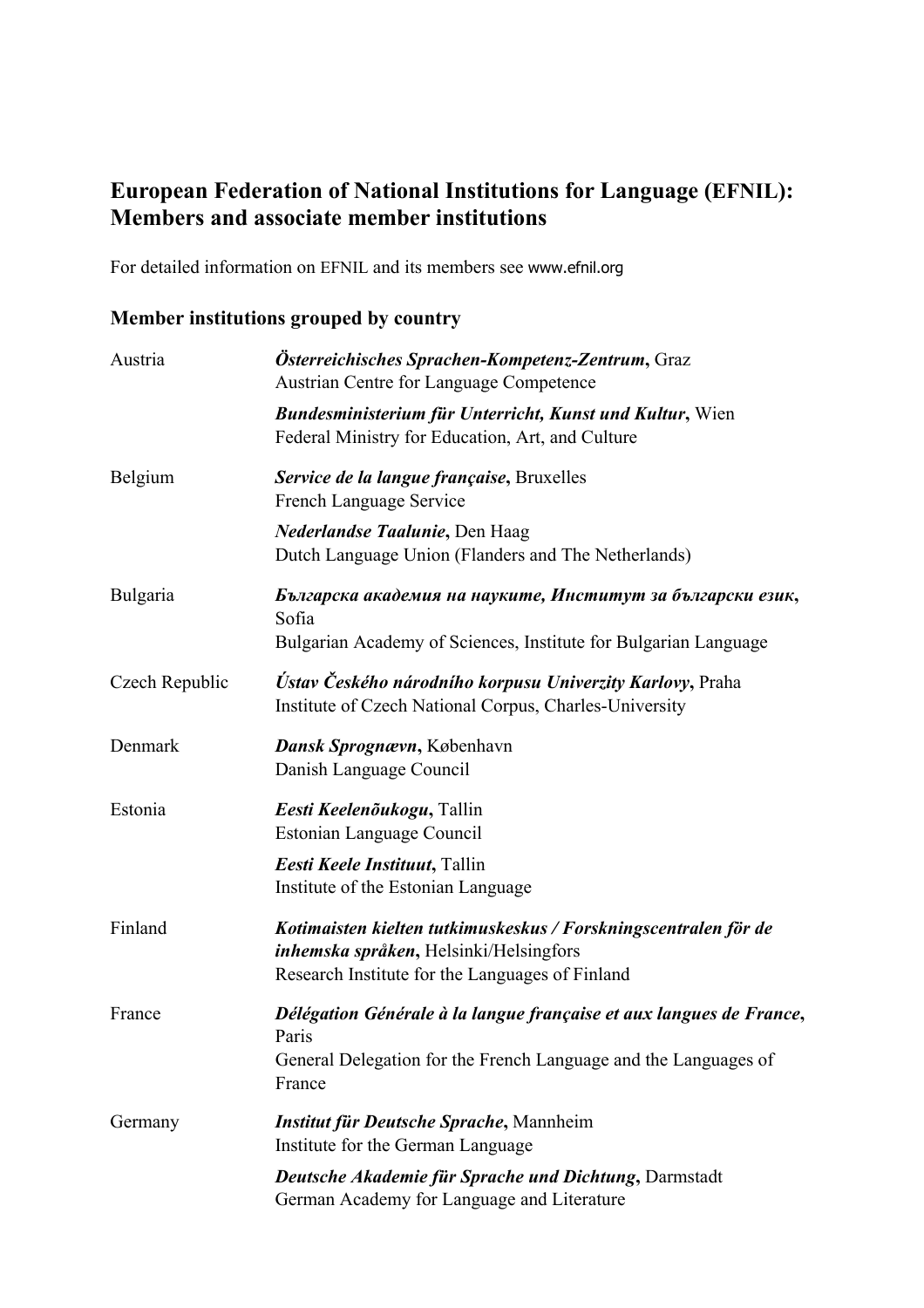## European Federation of National Institutions for Language (EFNIL): Members and associate member institutions

For detailed information on EFNIL and its members see www.efnil.org

### Member institutions grouped by country

| | |
|---|---|
| Austria | ***Österreichisches Sprachen-Kompetenz-Zentrum*, Graz**<br>Austrian Centre for Language Competence |
| | ***Bundesministerium für Unterricht, Kunst und Kultur*, Wien**<br>Federal Ministry for Education, Art, and Culture |
| Belgium | ***Service de la langue française*, Bruxelles**<br>French Language Service |
| | ***Nederlandse Taalunie*, Den Haag**<br>Dutch Language Union (Flanders and The Netherlands) |
| Bulgaria | ***Българска академия на науките, Институт за български език*, Sofia**<br>Bulgarian Academy of Sciences, Institute for Bulgarian Language |
| Czech Republic | ***Ústav Českého národního korpusu Univerzity Karlovy*, Praha**<br>Institute of Czech National Corpus, Charles-University |
| Denmark | ***Dansk Sprognævn*, København**<br>Danish Language Council |
| Estonia | ***Eesti Keelenõukogu*, Tallin**<br>Estonian Language Council |
| | ***Eesti Keele Instituut*, Tallin**<br>Institute of the Estonian Language |
| Finland | ***Kotimaisten kielten tutkimuskeskus / Forskningscentralen för de inhemska språken*, Helsinki/Helsingfors**<br>Research Institute for the Languages of Finland |
| France | ***Délégation Générale à la langue française et aux langues de France*, Paris**<br>General Delegation for the French Language and the Languages of France |
| Germany | ***Institut für Deutsche Sprache*, Mannheim**<br>Institute for the German Language |
| | ***Deutsche Akademie für Sprache und Dichtung*, Darmstadt**<br>German Academy for Language and Literature |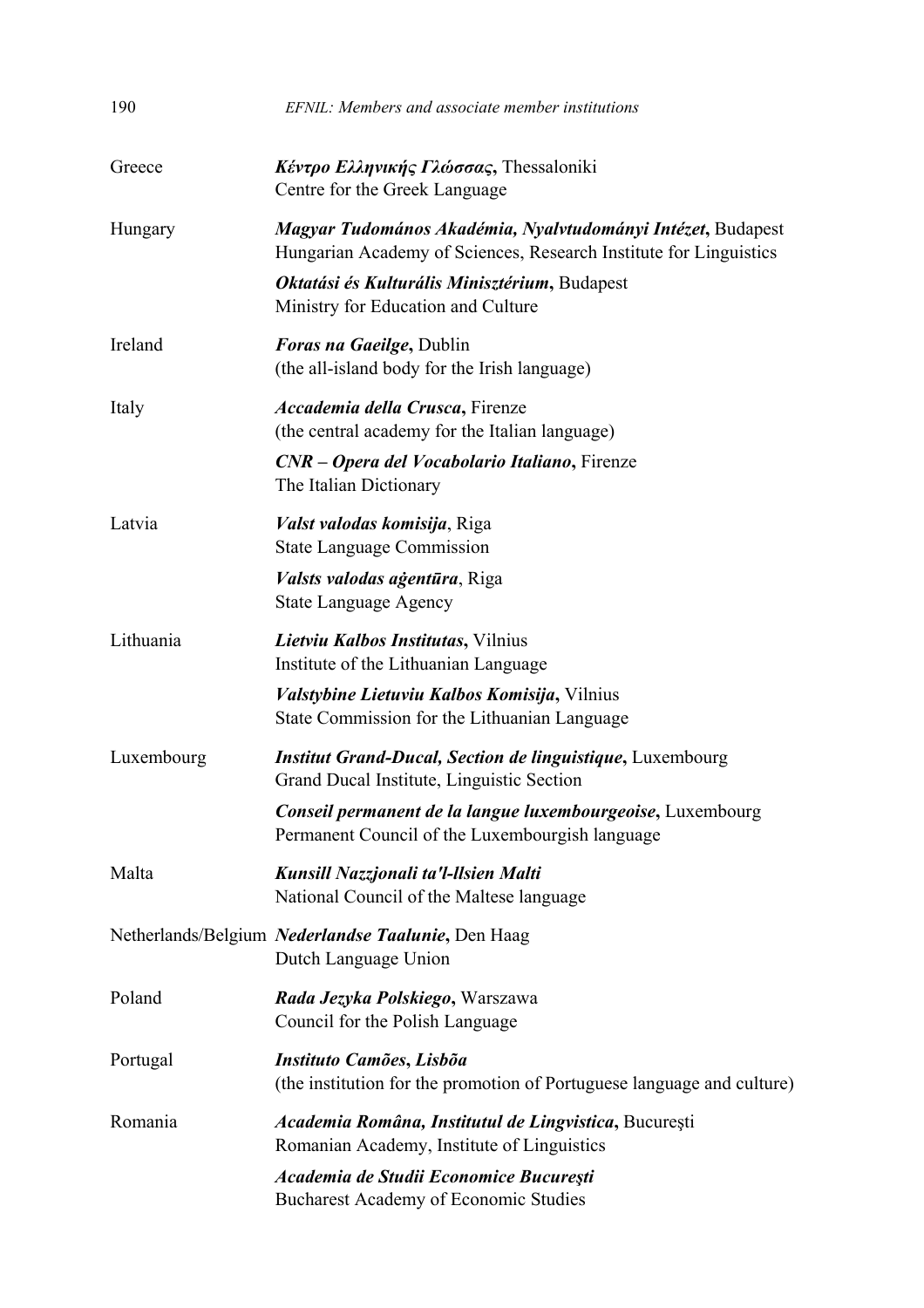| | |
|---|---|
| Greece | ***Κέντρο Ελληνικής Γλώσσας*****,** Thessaloniki<br>Centre for the Greek Language |
| Hungary | ***Magyar Tudomános Akadémia, Nyalvtudományi Intézet*****,** Budapest<br>Hungarian Academy of Sciences, Research Institute for Linguistics |
| | ***Oktatási és Kulturális Minisztérium*****,** Budapest<br>Ministry for Education and Culture |
| Ireland | ***Foras na Gaeilge*****,** Dublin<br>(the all-island body for the Irish language) |
| Italy | ***Accademia della Crusca*****,** Firenze<br>(the central academy for the Italian language) |
| | ***CNR – Opera del Vocabolario Italiano*****,** Firenze<br>The Italian Dictionary |
| Latvia | ***Valst valodas komisija***, Riga<br>State Language Commission |
| | ***Valsts valodas aģentūra***, Riga<br>State Language Agency |
| Lithuania | ***Lietviu Kalbos Institutas*****,** Vilnius<br>Institute of the Lithuanian Language |
| | ***Valstybine Lietuviu Kalbos Komisija*****,** Vilnius<br>State Commission for the Lithuanian Language |
| Luxembourg | ***Institut Grand-Ducal, Section de linguistique*****,** Luxembourg<br>Grand Ducal Institute, Linguistic Section |
| | ***Conseil permanent de la langue luxembourgeoise*****,** Luxembourg<br>Permanent Council of the Luxembourgish language |
| Malta | ***Kunsill Nazzjonali ta'l-llsien Malti***<br>National Council of the Maltese language |
| Netherlands/Belgium | ***Nederlandse Taalunie*****,** Den Haag<br>Dutch Language Union |
| Poland | ***Rada Jezyka Polskiego*****,** Warszawa<br>Council for the Polish Language |
| Portugal | ***Instituto Camões*****,** ***Lisbõa***<br>(the institution for the promotion of Portuguese language and culture) |
| Romania | ***Academia Româna, Institutul de Lingvistica*****,** Bucureşti<br>Romanian Academy, Institute of Linguistics |
| | ***Academia de Studii Economice Bucureşti***<br>Bucharest Academy of Economic Studies |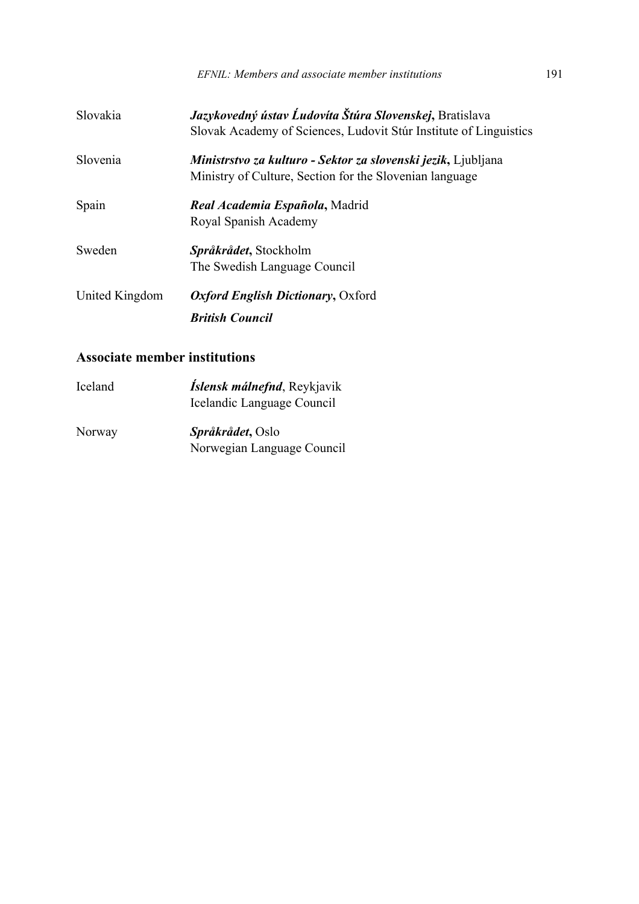| | |
|---|---|
| Slovakia | ***Jazykovedný ústav Ľudovíta Štúra Slovenskej*, Bratislava**<br>Slovak Academy of Sciences, Ludovit Stúr Institute of Linguistics |
| Slovenia | ***Ministrstvo za kulturo - Sektor za slovenski jezik*, Ljubljana**<br>Ministry of Culture, Section for the Slovenian language |
| Spain | ***Real Academia Española*, Madrid**<br>Royal Spanish Academy |
| Sweden | ***Språkrådet*, Stockholm**<br>The Swedish Language Council |
| United Kingdom | ***Oxford English Dictionary*, Oxford**<br>***British Council*** |

## Associate member institutions

| | |
|---|---|
| Iceland | ***Íslensk málnefnd***, Reykjavik<br>Icelandic Language Council |
| Norway | ***Språkrådet*, Oslo**<br>Norwegian Language Council |